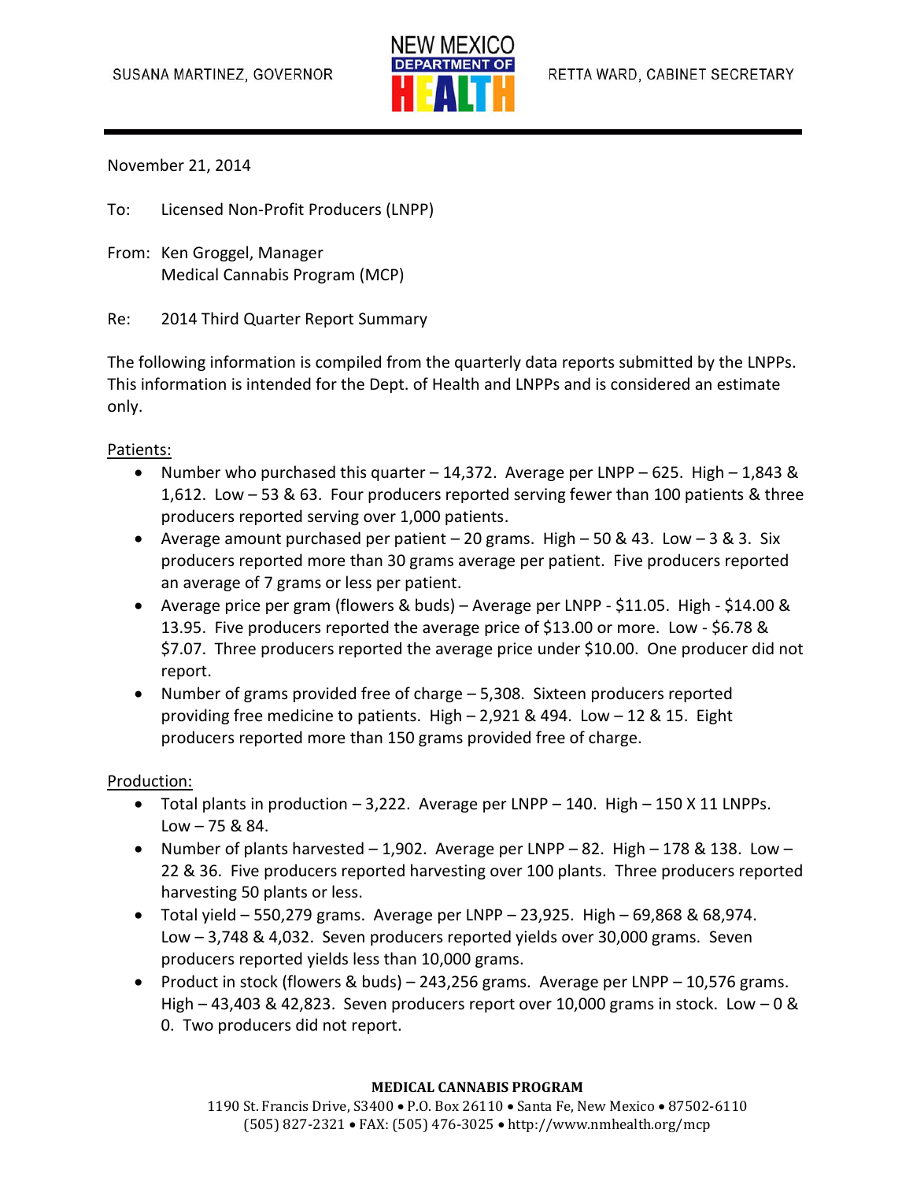SUSANA MARTINEZ, GOVERNOR

NEW MEXICO DEPARTMENT OF HEALTH

RETTA WARD, CABINET SECRETARY

November 21, 2014

To: Licensed Non-Profit Producers (LNPP)

From: Ken Groggel, Manager
Medical Cannabis Program (MCP)

Re: 2014 Third Quarter Report Summary

The following information is compiled from the quarterly data reports submitted by the LNPPs. This information is intended for the Dept. of Health and LNPPs and is considered an estimate only.

Patients:

- Number who purchased this quarter – 14,372. Average per LNPP – 625. High – 1,843 & 1,612. Low – 53 & 63. Four producers reported serving fewer than 100 patients & three producers reported serving over 1,000 patients.
- Average amount purchased per patient – 20 grams. High – 50 & 43. Low – 3 & 3. Six producers reported more than 30 grams average per patient. Five producers reported an average of 7 grams or less per patient.
- Average price per gram (flowers & buds) – Average per LNPP - $11.05. High - $14.00 & 13.95. Five producers reported the average price of $13.00 or more. Low - $6.78 & $7.07. Three producers reported the average price under $10.00. One producer did not report.
- Number of grams provided free of charge – 5,308. Sixteen producers reported providing free medicine to patients. High – 2,921 & 494. Low – 12 & 15. Eight producers reported more than 150 grams provided free of charge.

Production:

- Total plants in production – 3,222. Average per LNPP – 140. High – 150 X 11 LNPPs. Low – 75 & 84.
- Number of plants harvested – 1,902. Average per LNPP – 82. High – 178 & 138. Low – 22 & 36. Five producers reported harvesting over 100 plants. Three producers reported harvesting 50 plants or less.
- Total yield – 550,279 grams. Average per LNPP – 23,925. High – 69,868 & 68,974. Low – 3,748 & 4,032. Seven producers reported yields over 30,000 grams. Seven producers reported yields less than 10,000 grams.
- Product in stock (flowers & buds) – 243,256 grams. Average per LNPP – 10,576 grams. High – 43,403 & 42,823. Seven producers report over 10,000 grams in stock. Low – 0 & 0. Two producers did not report.

**MEDICAL CANNABIS PROGRAM**
1190 St. Francis Drive, S3400 • P.O. Box 26110 • Santa Fe, New Mexico • 87502-6110
(505) 827-2321 • FAX: (505) 476-3025 • http://www.nmhealth.org/mcp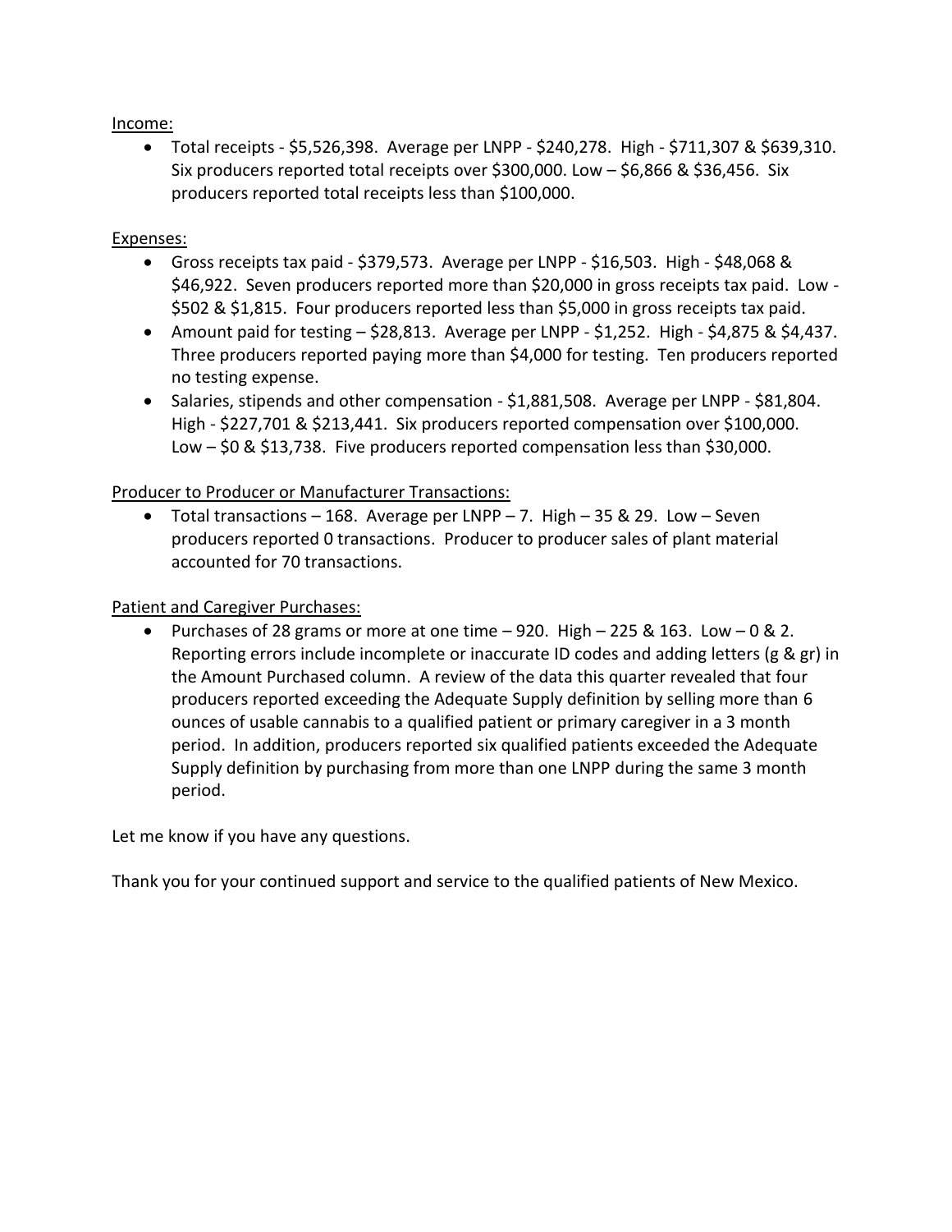Income:

- Total receipts - $5,526,398. Average per LNPP - $240,278. High - $711,307 & $639,310. Six producers reported total receipts over $300,000. Low – $6,866 & $36,456. Six producers reported total receipts less than $100,000.

Expenses:

- Gross receipts tax paid - $379,573. Average per LNPP - $16,503. High - $48,068 & $46,922. Seven producers reported more than $20,000 in gross receipts tax paid. Low - $502 & $1,815. Four producers reported less than $5,000 in gross receipts tax paid.
- Amount paid for testing – $28,813. Average per LNPP - $1,252. High - $4,875 & $4,437. Three producers reported paying more than $4,000 for testing. Ten producers reported no testing expense.
- Salaries, stipends and other compensation - $1,881,508. Average per LNPP - $81,804. High - $227,701 & $213,441. Six producers reported compensation over $100,000. Low – $0 & $13,738. Five producers reported compensation less than $30,000.

Producer to Producer or Manufacturer Transactions:

- Total transactions – 168. Average per LNPP – 7. High – 35 & 29. Low – Seven producers reported 0 transactions. Producer to producer sales of plant material accounted for 70 transactions.

Patient and Caregiver Purchases:

- Purchases of 28 grams or more at one time – 920. High – 225 & 163. Low – 0 & 2. Reporting errors include incomplete or inaccurate ID codes and adding letters (g & gr) in the Amount Purchased column. A review of the data this quarter revealed that four producers reported exceeding the Adequate Supply definition by selling more than 6 ounces of usable cannabis to a qualified patient or primary caregiver in a 3 month period. In addition, producers reported six qualified patients exceeded the Adequate Supply definition by purchasing from more than one LNPP during the same 3 month period.

Let me know if you have any questions.

Thank you for your continued support and service to the qualified patients of New Mexico.